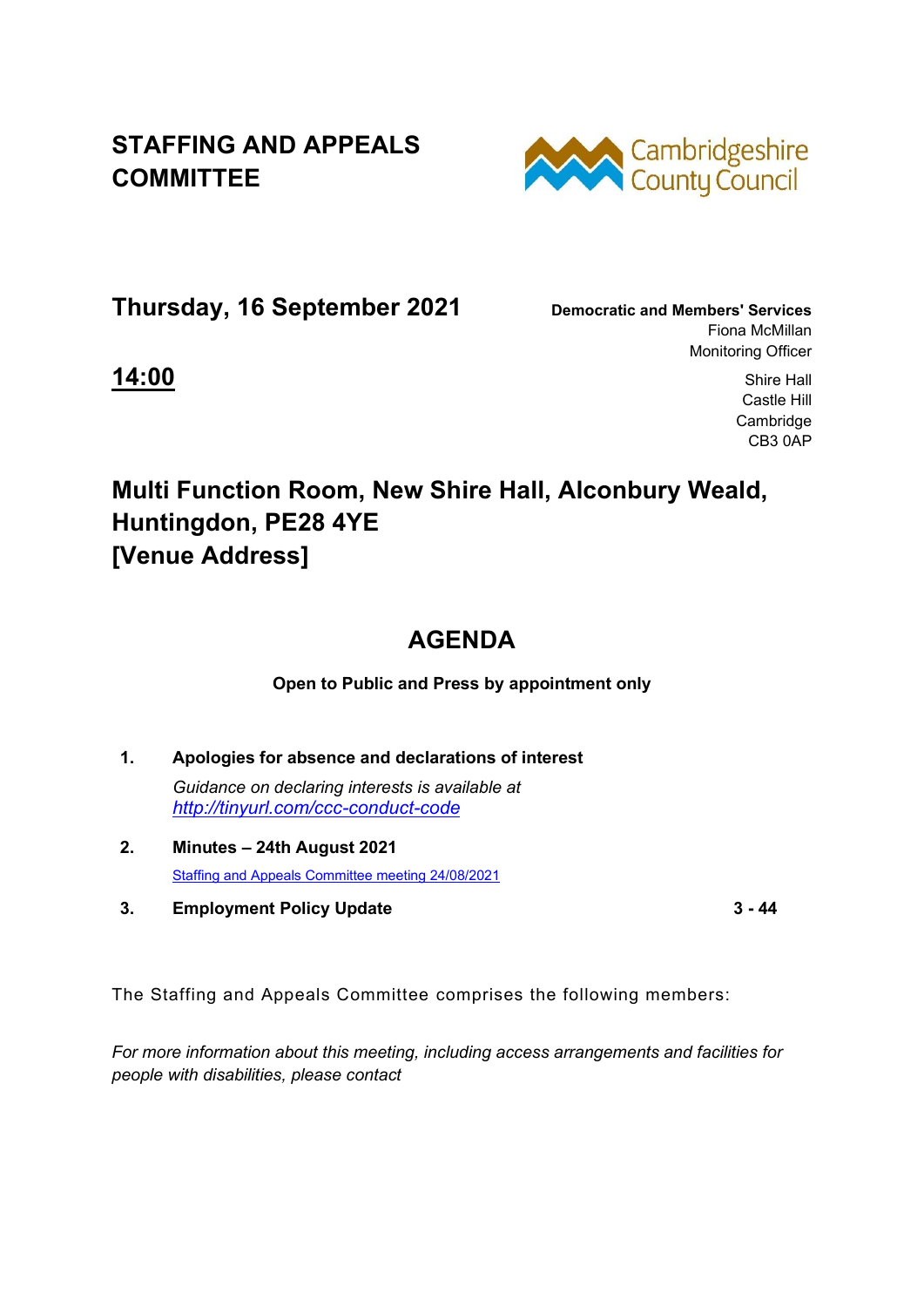# STAFFING AND APPEALS COMMITTEE

Cambridgeshire County Council

## Thursday, 16 September 2021

**Democratic and Members' Services**
Fiona McMillan
Monitoring Officer

**<u>14:00</u>**

Shire Hall
Castle Hill
Cambridge
CB3 0AP

## Multi Function Room, New Shire Hall, Alconbury Weald, Huntingdon, PE28 4YE [Venue Address]

## AGENDA

**Open to Public and Press by appointment only**

**1. Apologies for absence and declarations of interest**

*Guidance on declaring interests is available at [http://tinyurl.com/ccc-conduct-code](http://tinyurl.com/ccc-conduct-code)*

**2. Minutes – 24th August 2021**

[Staffing and Appeals Committee meeting 24/08/2021](Staffing and Appeals Committee meeting 24/08/2021)

**3. Employment Policy Update** — **3 - 44**

The Staffing and Appeals Committee comprises the following members:

*For more information about this meeting, including access arrangements and facilities for people with disabilities, please contact*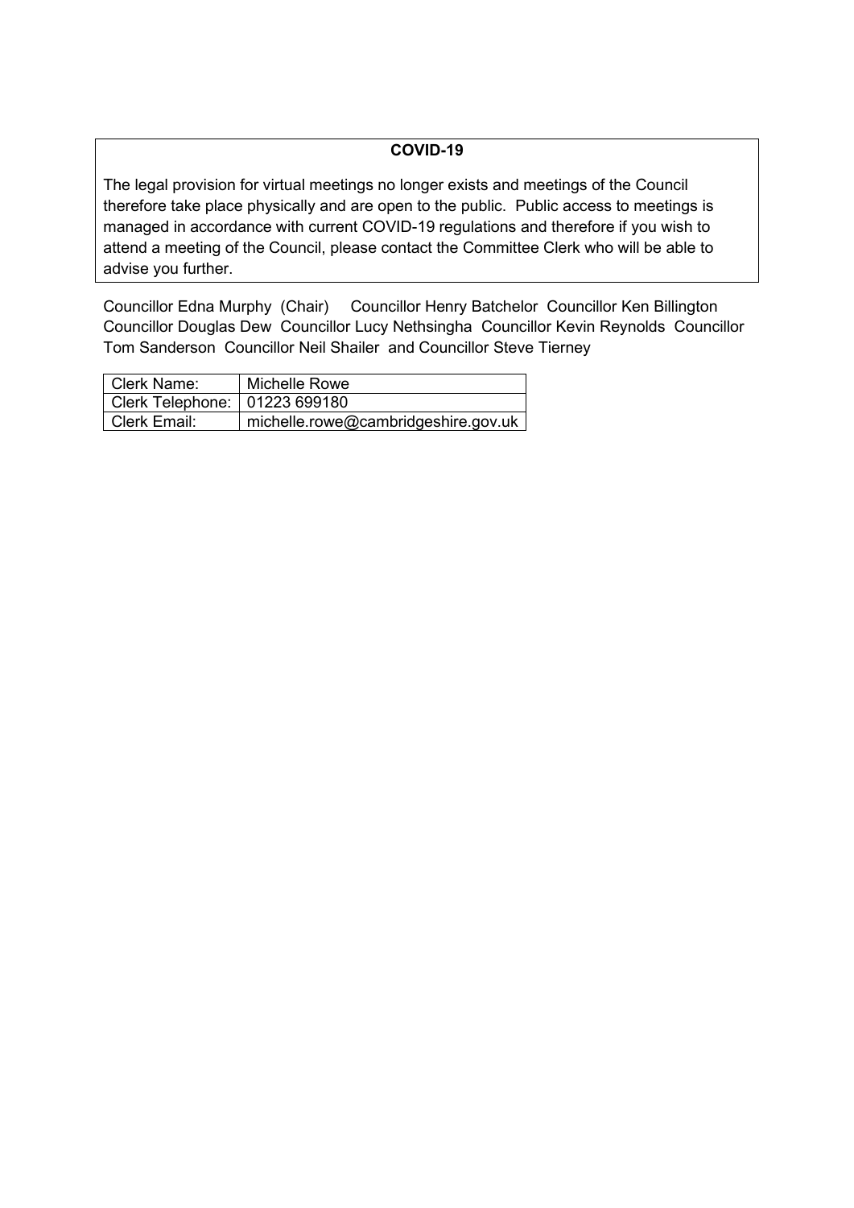**COVID-19**

The legal provision for virtual meetings no longer exists and meetings of the Council therefore take place physically and are open to the public. Public access to meetings is managed in accordance with current COVID-19 regulations and therefore if you wish to attend a meeting of the Council, please contact the Committee Clerk who will be able to advise you further.

Councillor Edna Murphy (Chair) Councillor Henry Batchelor Councillor Ken Billington Councillor Douglas Dew Councillor Lucy Nethsingha Councillor Kevin Reynolds Councillor Tom Sanderson Councillor Neil Shailer and Councillor Steve Tierney

| | |
|---|---|
| Clerk Name: | Michelle Rowe |
| Clerk Telephone: | 01223 699180 |
| Clerk Email: | michelle.rowe@cambridgeshire.gov.uk |